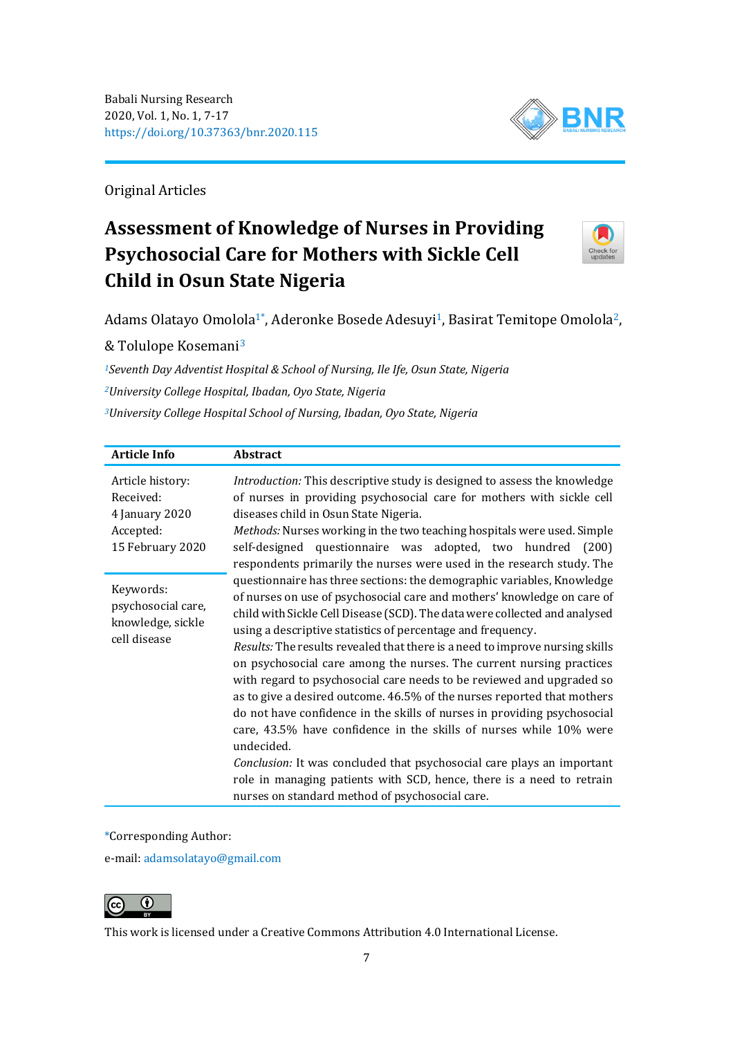Original Articles

# Assessment of Knowledge of Nurses in Providing Psychosocial Care for Mothers with Sickle Cell Child in Osun State Nigeria

Adams Olatayo Omolola[1*], Aderonke Bosede Adesuyi[1], Basirat Temitope Omolola[2], & Tolulope Kosemani[3]

[1]*Seventh Day Adventist Hospital & School of Nursing, Ile Ife, Osun State, Nigeria*

[2]*University College Hospital, Ibadan, Oyo State, Nigeria*

[3]*University College Hospital School of Nursing, Ibadan, Oyo State, Nigeria*

**Article Info**

Article history:
Received:
4 January 2020
Accepted:
15 February 2020

Keywords:
psychosocial care, knowledge, sickle cell disease

**Abstract**

*Introduction:* This descriptive study is designed to assess the knowledge of nurses in providing psychosocial care for mothers with sickle cell diseases child in Osun State Nigeria.

*Methods:* Nurses working in the two teaching hospitals were used. Simple self-designed questionnaire was adopted, two hundred (200) respondents primarily the nurses were used in the research study. The questionnaire has three sections: the demographic variables, Knowledge of nurses on use of psychosocial care and mothers' knowledge on care of child with Sickle Cell Disease (SCD). The data were collected and analysed using a descriptive statistics of percentage and frequency.

*Results:* The results revealed that there is a need to improve nursing skills on psychosocial care among the nurses. The current nursing practices with regard to psychosocial care needs to be reviewed and upgraded so as to give a desired outcome. 46.5% of the nurses reported that mothers do not have confidence in the skills of nurses in providing psychosocial care, 43.5% have confidence in the skills of nurses while 10% were undecided.

*Conclusion:* It was concluded that psychosocial care plays an important role in managing patients with SCD, hence, there is a need to retrain nurses on standard method of psychosocial care.

*Corresponding Author:
e-mail: adamsolatayo@gmail.com

This work is licensed under a Creative Commons Attribution 4.0 International License.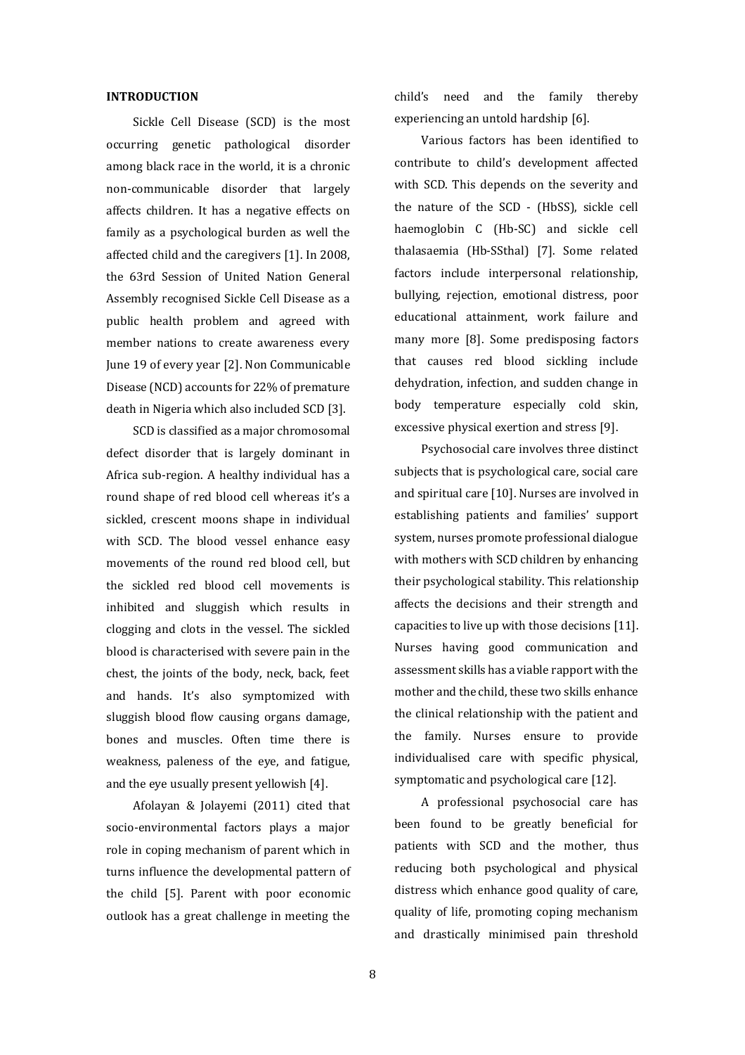## INTRODUCTION

Sickle Cell Disease (SCD) is the most occurring genetic pathological disorder among black race in the world, it is a chronic non-communicable disorder that largely affects children. It has a negative effects on family as a psychological burden as well the affected child and the caregivers [1]. In 2008, the 63rd Session of United Nation General Assembly recognised Sickle Cell Disease as a public health problem and agreed with member nations to create awareness every June 19 of every year [2]. Non Communicable Disease (NCD) accounts for 22% of premature death in Nigeria which also included SCD [3].

SCD is classified as a major chromosomal defect disorder that is largely dominant in Africa sub-region. A healthy individual has a round shape of red blood cell whereas it's a sickled, crescent moons shape in individual with SCD. The blood vessel enhance easy movements of the round red blood cell, but the sickled red blood cell movements is inhibited and sluggish which results in clogging and clots in the vessel. The sickled blood is characterised with severe pain in the chest, the joints of the body, neck, back, feet and hands. It's also symptomized with sluggish blood flow causing organs damage, bones and muscles. Often time there is weakness, paleness of the eye, and fatigue, and the eye usually present yellowish [4].

Afolayan & Jolayemi (2011) cited that socio-environmental factors plays a major role in coping mechanism of parent which in turns influence the developmental pattern of the child [5]. Parent with poor economic outlook has a great challenge in meeting the child's need and the family thereby experiencing an untold hardship [6].

Various factors has been identified to contribute to child's development affected with SCD. This depends on the severity and the nature of the SCD - (HbSS), sickle cell haemoglobin C (Hb-SC) and sickle cell thalasaemia (Hb-SSthal) [7]. Some related factors include interpersonal relationship, bullying, rejection, emotional distress, poor educational attainment, work failure and many more [8]. Some predisposing factors that causes red blood sickling include dehydration, infection, and sudden change in body temperature especially cold skin, excessive physical exertion and stress [9].

Psychosocial care involves three distinct subjects that is psychological care, social care and spiritual care [10]. Nurses are involved in establishing patients and families' support system, nurses promote professional dialogue with mothers with SCD children by enhancing their psychological stability. This relationship affects the decisions and their strength and capacities to live up with those decisions [11]. Nurses having good communication and assessment skills has a viable rapport with the mother and the child, these two skills enhance the clinical relationship with the patient and the family. Nurses ensure to provide individualised care with specific physical, symptomatic and psychological care [12].

A professional psychosocial care has been found to be greatly beneficial for patients with SCD and the mother, thus reducing both psychological and physical distress which enhance good quality of care, quality of life, promoting coping mechanism and drastically minimised pain threshold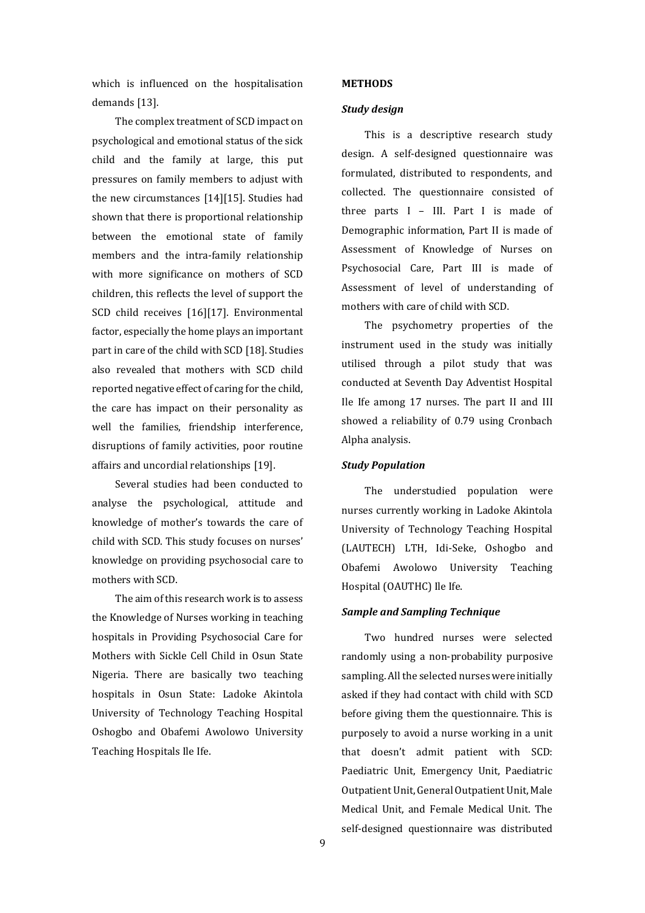which is influenced on the hospitalisation demands [13].

The complex treatment of SCD impact on psychological and emotional status of the sick child and the family at large, this put pressures on family members to adjust with the new circumstances [14][15]. Studies had shown that there is proportional relationship between the emotional state of family members and the intra-family relationship with more significance on mothers of SCD children, this reflects the level of support the SCD child receives [16][17]. Environmental factor, especially the home plays an important part in care of the child with SCD [18]. Studies also revealed that mothers with SCD child reported negative effect of caring for the child, the care has impact on their personality as well the families, friendship interference, disruptions of family activities, poor routine affairs and uncordial relationships [19].

Several studies had been conducted to analyse the psychological, attitude and knowledge of mother's towards the care of child with SCD. This study focuses on nurses' knowledge on providing psychosocial care to mothers with SCD.

The aim of this research work is to assess the Knowledge of Nurses working in teaching hospitals in Providing Psychosocial Care for Mothers with Sickle Cell Child in Osun State Nigeria. There are basically two teaching hospitals in Osun State: Ladoke Akintola University of Technology Teaching Hospital Oshogbo and Obafemi Awolowo University Teaching Hospitals Ile Ife.

## METHODS

### *Study design*

This is a descriptive research study design. A self-designed questionnaire was formulated, distributed to respondents, and collected. The questionnaire consisted of three parts I – III. Part I is made of Demographic information, Part II is made of Assessment of Knowledge of Nurses on Psychosocial Care, Part III is made of Assessment of level of understanding of mothers with care of child with SCD.

The psychometry properties of the instrument used in the study was initially utilised through a pilot study that was conducted at Seventh Day Adventist Hospital Ile Ife among 17 nurses. The part II and III showed a reliability of 0.79 using Cronbach Alpha analysis.

### *Study Population*

The understudied population were nurses currently working in Ladoke Akintola University of Technology Teaching Hospital (LAUTECH) LTH, Idi-Seke, Oshogbo and Obafemi Awolowo University Teaching Hospital (OAUTHC) Ile Ife.

### *Sample and Sampling Technique*

Two hundred nurses were selected randomly using a non-probability purposive sampling. All the selected nurses were initially asked if they had contact with child with SCD before giving them the questionnaire. This is purposely to avoid a nurse working in a unit that doesn't admit patient with SCD: Paediatric Unit, Emergency Unit, Paediatric Outpatient Unit, General Outpatient Unit, Male Medical Unit, and Female Medical Unit. The self-designed questionnaire was distributed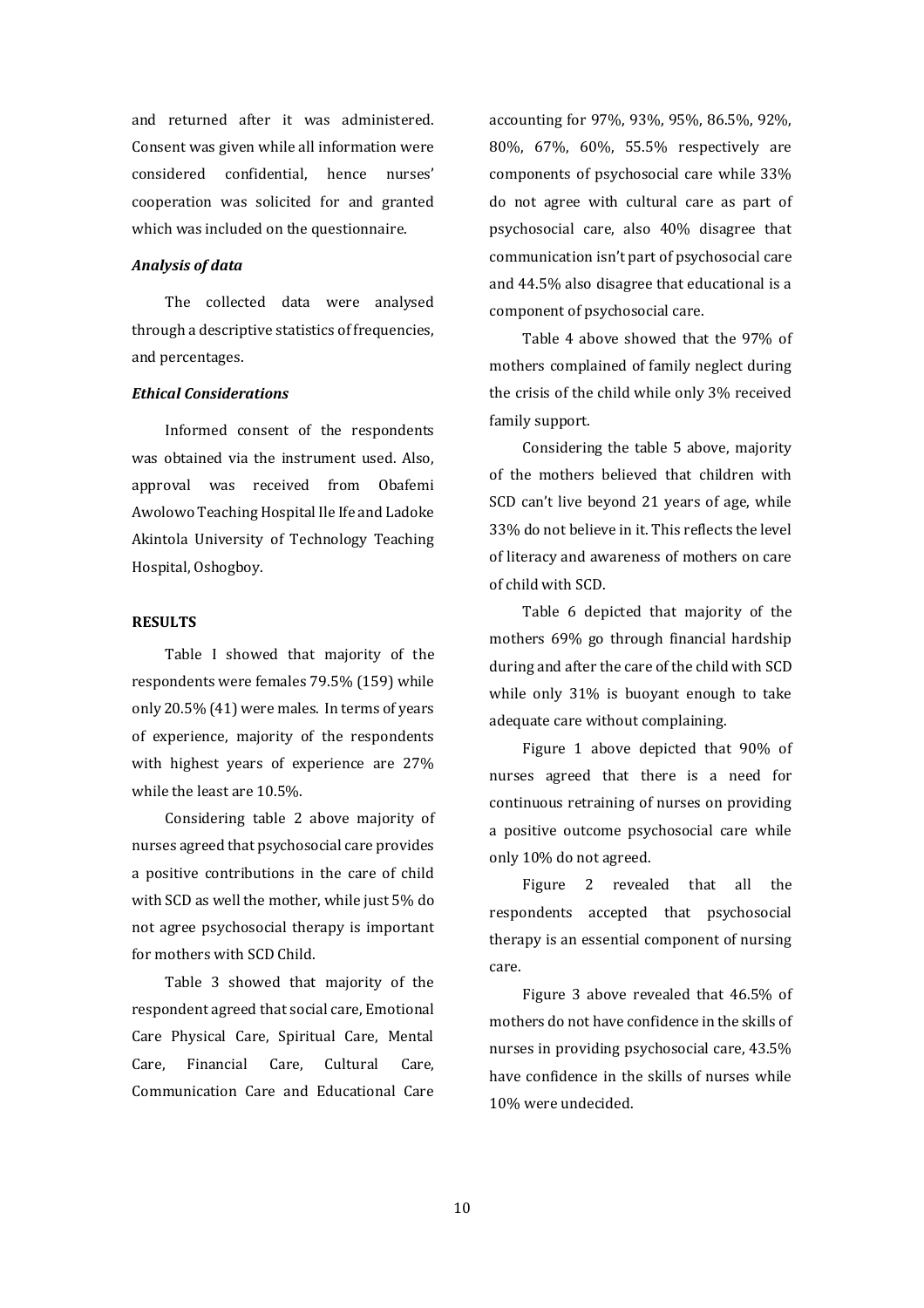and returned after it was administered. Consent was given while all information were considered confidential, hence nurses' cooperation was solicited for and granted which was included on the questionnaire.

### *Analysis of data*

The collected data were analysed through a descriptive statistics of frequencies, and percentages.

### *Ethical Considerations*

Informed consent of the respondents was obtained via the instrument used. Also, approval was received from Obafemi Awolowo Teaching Hospital Ile Ife and Ladoke Akintola University of Technology Teaching Hospital, Oshogboy.

## RESULTS

Table I showed that majority of the respondents were females 79.5% (159) while only 20.5% (41) were males. In terms of years of experience, majority of the respondents with highest years of experience are 27% while the least are 10.5%.

Considering table 2 above majority of nurses agreed that psychosocial care provides a positive contributions in the care of child with SCD as well the mother, while just 5% do not agree psychosocial therapy is important for mothers with SCD Child.

Table 3 showed that majority of the respondent agreed that social care, Emotional Care Physical Care, Spiritual Care, Mental Care, Financial Care, Cultural Care, Communication Care and Educational Care accounting for 97%, 93%, 95%, 86.5%, 92%, 80%, 67%, 60%, 55.5% respectively are components of psychosocial care while 33% do not agree with cultural care as part of psychosocial care, also 40% disagree that communication isn't part of psychosocial care and 44.5% also disagree that educational is a component of psychosocial care.

Table 4 above showed that the 97% of mothers complained of family neglect during the crisis of the child while only 3% received family support.

Considering the table 5 above, majority of the mothers believed that children with SCD can't live beyond 21 years of age, while 33% do not believe in it. This reflects the level of literacy and awareness of mothers on care of child with SCD.

Table 6 depicted that majority of the mothers 69% go through financial hardship during and after the care of the child with SCD while only 31% is buoyant enough to take adequate care without complaining.

Figure 1 above depicted that 90% of nurses agreed that there is a need for continuous retraining of nurses on providing a positive outcome psychosocial care while only 10% do not agreed.

Figure 2 revealed that all the respondents accepted that psychosocial therapy is an essential component of nursing care.

Figure 3 above revealed that 46.5% of mothers do not have confidence in the skills of nurses in providing psychosocial care, 43.5% have confidence in the skills of nurses while 10% were undecided.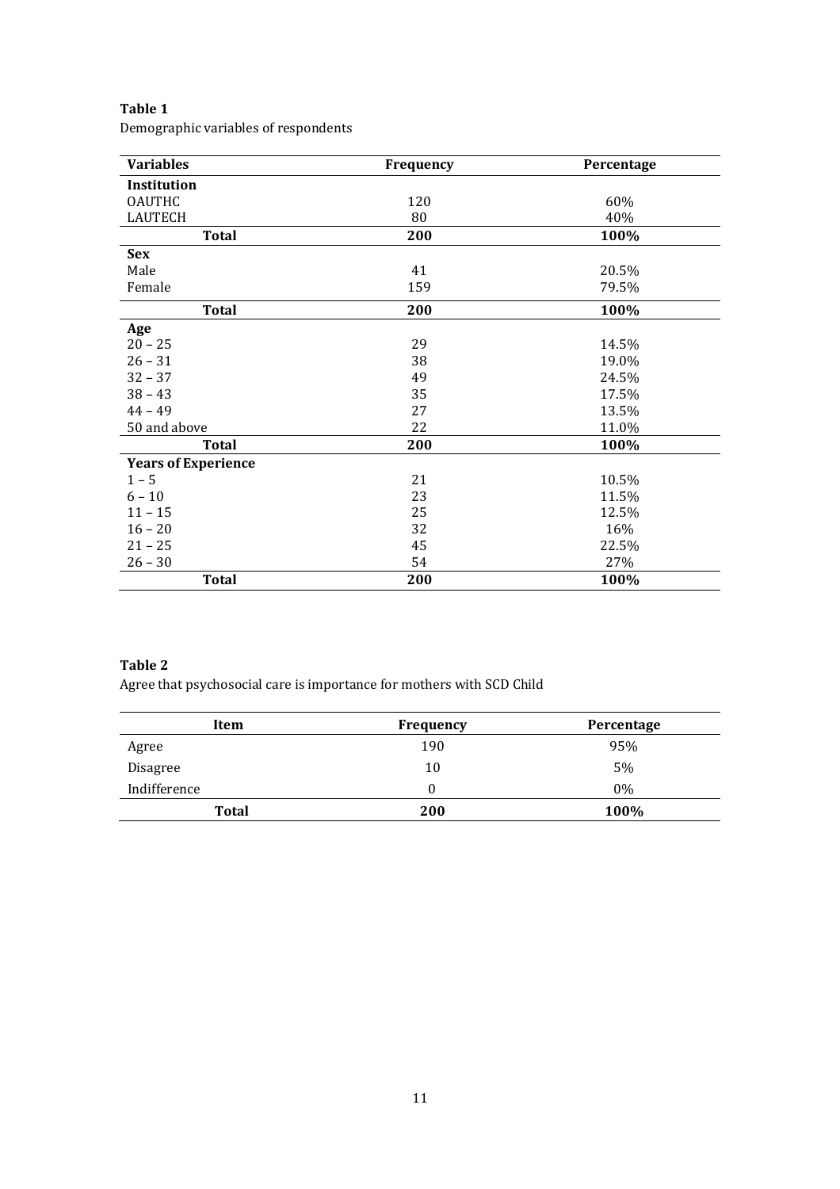**Table 1**

Demographic variables of respondents

| Variables | Frequency | Percentage |
|---|---|---|
| **Institution** | | |
| OAUTHC | 120 | 60% |
| LAUTECH | 80 | 40% |
| **Total** | **200** | **100%** |
| **Sex** | | |
| Male | 41 | 20.5% |
| Female | 159 | 79.5% |
| **Total** | **200** | **100%** |
| **Age** | | |
| 20 – 25 | 29 | 14.5% |
| 26 – 31 | 38 | 19.0% |
| 32 – 37 | 49 | 24.5% |
| 38 – 43 | 35 | 17.5% |
| 44 – 49 | 27 | 13.5% |
| 50 and above | 22 | 11.0% |
| **Total** | **200** | **100%** |
| **Years of Experience** | | |
| 1 – 5 | 21 | 10.5% |
| 6 – 10 | 23 | 11.5% |
| 11 – 15 | 25 | 12.5% |
| 16 – 20 | 32 | 16% |
| 21 – 25 | 45 | 22.5% |
| 26 – 30 | 54 | 27% |
| **Total** | **200** | **100%** |

**Table 2**

Agree that psychosocial care is importance for mothers with SCD Child

| Item | Frequency | Percentage |
|---|---|---|
| Agree | 190 | 95% |
| Disagree | 10 | 5% |
| Indifference | 0 | 0% |
| **Total** | **200** | **100%** |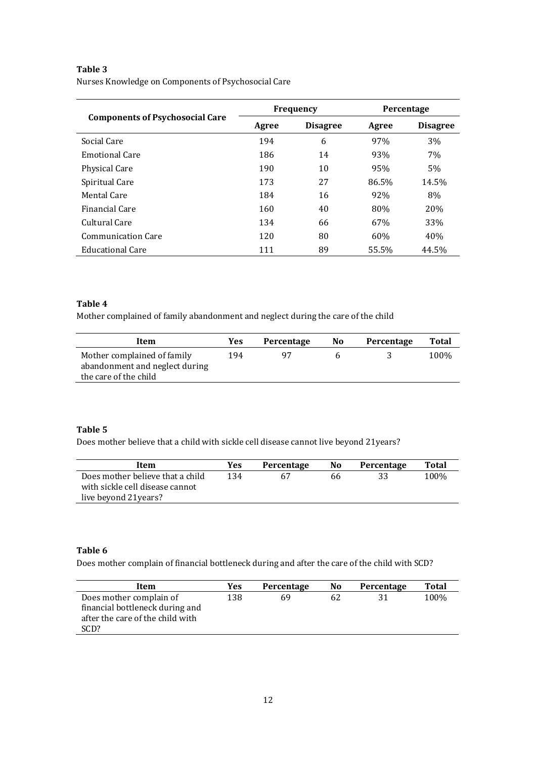**Table 3**

Nurses Knowledge on Components of Psychosocial Care

| Components of Psychosocial Care | Frequency | | Percentage | |
|---|---|---|---|---|
| | Agree | Disagree | Agree | Disagree |
| Social Care | 194 | 6 | 97% | 3% |
| Emotional Care | 186 | 14 | 93% | 7% |
| Physical Care | 190 | 10 | 95% | 5% |
| Spiritual Care | 173 | 27 | 86.5% | 14.5% |
| Mental Care | 184 | 16 | 92% | 8% |
| Financial Care | 160 | 40 | 80% | 20% |
| Cultural Care | 134 | 66 | 67% | 33% |
| Communication Care | 120 | 80 | 60% | 40% |
| Educational Care | 111 | 89 | 55.5% | 44.5% |

**Table 4**

Mother complained of family abandonment and neglect during the care of the child

| Item | Yes | Percentage | No | Percentage | Total |
|---|---|---|---|---|---|
| Mother complained of family abandonment and neglect during the care of the child | 194 | 97 | 6 | 3 | 100% |

**Table 5**

Does mother believe that a child with sickle cell disease cannot live beyond 21years?

| Item | Yes | Percentage | No | Percentage | Total |
|---|---|---|---|---|---|
| Does mother believe that a child with sickle cell disease cannot live beyond 21years? | 134 | 67 | 66 | 33 | 100% |

**Table 6**

Does mother complain of financial bottleneck during and after the care of the child with SCD?

| Item | Yes | Percentage | No | Percentage | Total |
|---|---|---|---|---|---|
| Does mother complain of financial bottleneck during and after the care of the child with SCD? | 138 | 69 | 62 | 31 | 100% |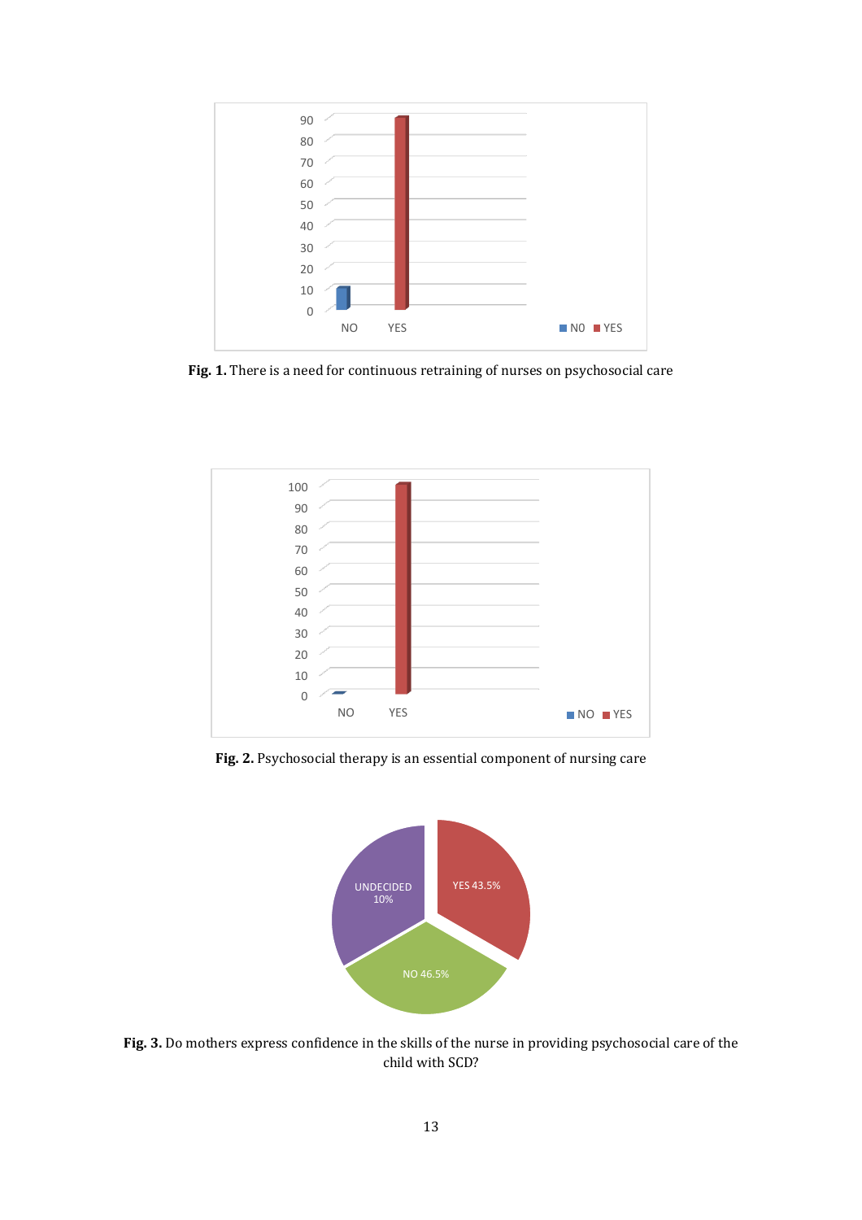**Fig. 1.** There is a need for continuous retraining of nurses on psychosocial care

**Fig. 2.** Psychosocial therapy is an essential component of nursing care

**Fig. 3.** Do mothers express confidence in the skills of the nurse in providing psychosocial care of the child with SCD?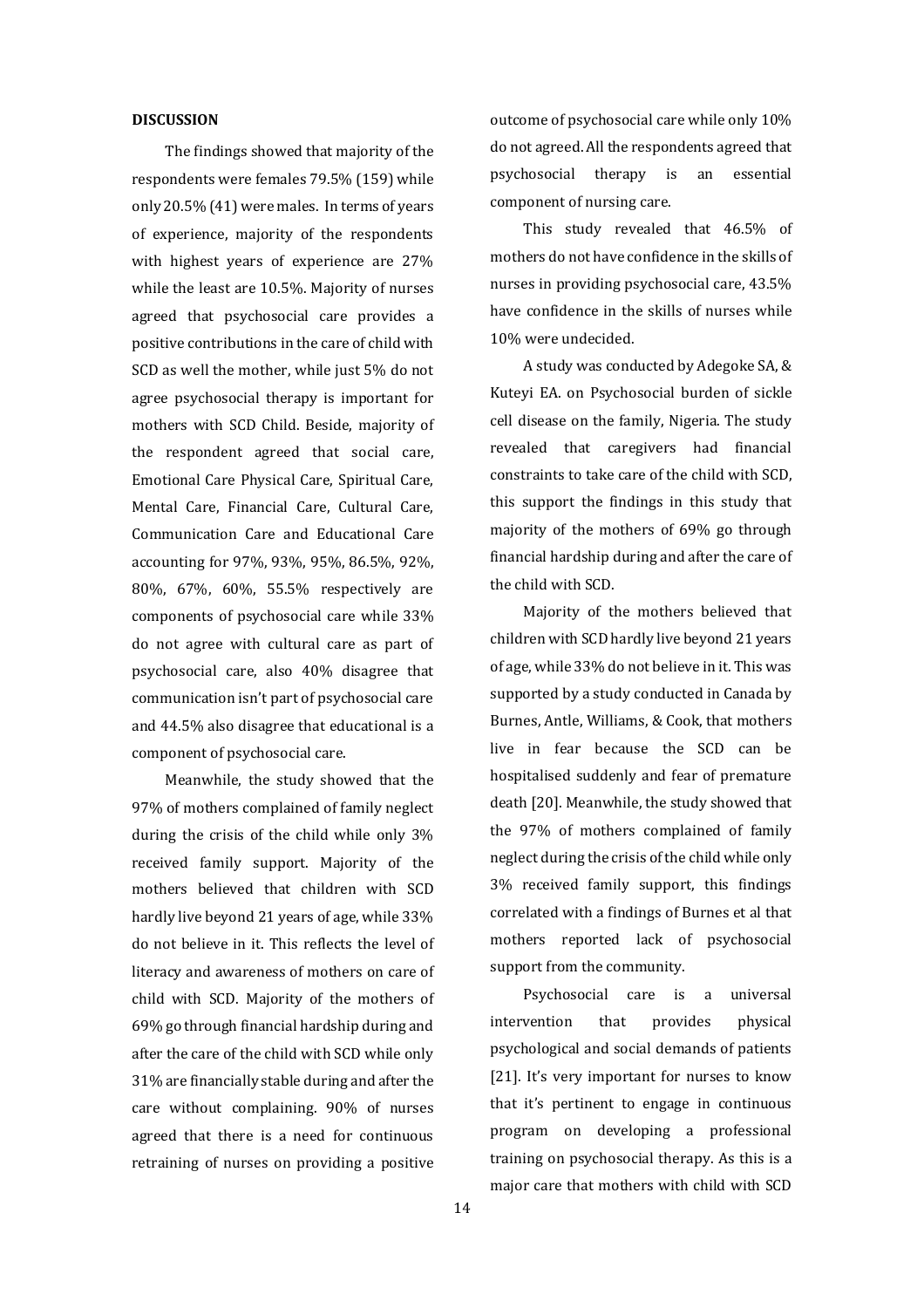## DISCUSSION

The findings showed that majority of the respondents were females 79.5% (159) while only 20.5% (41) were males. In terms of years of experience, majority of the respondents with highest years of experience are 27% while the least are 10.5%. Majority of nurses agreed that psychosocial care provides a positive contributions in the care of child with SCD as well the mother, while just 5% do not agree psychosocial therapy is important for mothers with SCD Child. Beside, majority of the respondent agreed that social care, Emotional Care Physical Care, Spiritual Care, Mental Care, Financial Care, Cultural Care, Communication Care and Educational Care accounting for 97%, 93%, 95%, 86.5%, 92%, 80%, 67%, 60%, 55.5% respectively are components of psychosocial care while 33% do not agree with cultural care as part of psychosocial care, also 40% disagree that communication isn't part of psychosocial care and 44.5% also disagree that educational is a component of psychosocial care.

Meanwhile, the study showed that the 97% of mothers complained of family neglect during the crisis of the child while only 3% received family support. Majority of the mothers believed that children with SCD hardly live beyond 21 years of age, while 33% do not believe in it. This reflects the level of literacy and awareness of mothers on care of child with SCD. Majority of the mothers of 69% go through financial hardship during and after the care of the child with SCD while only 31% are financially stable during and after the care without complaining. 90% of nurses agreed that there is a need for continuous retraining of nurses on providing a positive outcome of psychosocial care while only 10% do not agreed. All the respondents agreed that psychosocial therapy is an essential component of nursing care.

This study revealed that 46.5% of mothers do not have confidence in the skills of nurses in providing psychosocial care, 43.5% have confidence in the skills of nurses while 10% were undecided.

A study was conducted by Adegoke SA, & Kuteyi EA. on Psychosocial burden of sickle cell disease on the family, Nigeria. The study revealed that caregivers had financial constraints to take care of the child with SCD, this support the findings in this study that majority of the mothers of 69% go through financial hardship during and after the care of the child with SCD.

Majority of the mothers believed that children with SCD hardly live beyond 21 years of age, while 33% do not believe in it. This was supported by a study conducted in Canada by Burnes, Antle, Williams, & Cook, that mothers live in fear because the SCD can be hospitalised suddenly and fear of premature death [20]. Meanwhile, the study showed that the 97% of mothers complained of family neglect during the crisis of the child while only 3% received family support, this findings correlated with a findings of Burnes et al that mothers reported lack of psychosocial support from the community.

Psychosocial care is a universal intervention that provides physical psychological and social demands of patients [21]. It's very important for nurses to know that it's pertinent to engage in continuous program on developing a professional training on psychosocial therapy. As this is a major care that mothers with child with SCD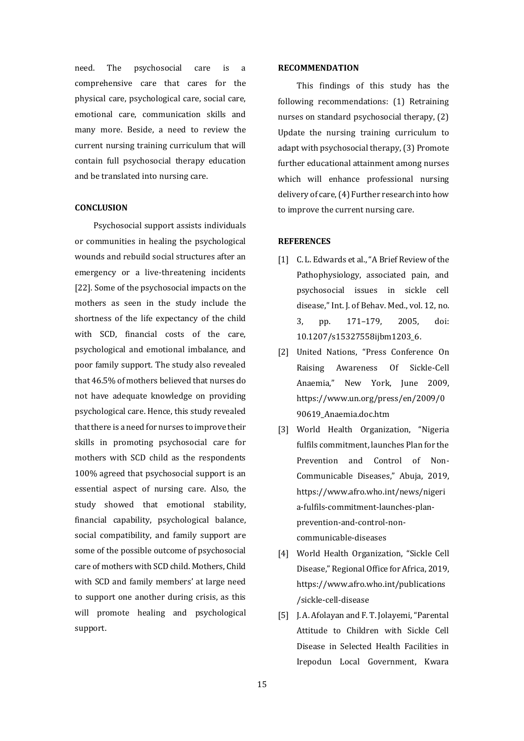need. The psychosocial care is a comprehensive care that cares for the physical care, psychological care, social care, emotional care, communication skills and many more. Beside, a need to review the current nursing training curriculum that will contain full psychosocial therapy education and be translated into nursing care.

## CONCLUSION

Psychosocial support assists individuals or communities in healing the psychological wounds and rebuild social structures after an emergency or a live-threatening incidents [22]. Some of the psychosocial impacts on the mothers as seen in the study include the shortness of the life expectancy of the child with SCD, financial costs of the care, psychological and emotional imbalance, and poor family support. The study also revealed that 46.5% of mothers believed that nurses do not have adequate knowledge on providing psychological care. Hence, this study revealed that there is a need for nurses to improve their skills in promoting psychosocial care for mothers with SCD child as the respondents 100% agreed that psychosocial support is an essential aspect of nursing care. Also, the study showed that emotional stability, financial capability, psychological balance, social compatibility, and family support are some of the possible outcome of psychosocial care of mothers with SCD child. Mothers, Child with SCD and family members' at large need to support one another during crisis, as this will promote healing and psychological support.

## RECOMMENDATION

This findings of this study has the following recommendations: (1) Retraining nurses on standard psychosocial therapy, (2) Update the nursing training curriculum to adapt with psychosocial therapy, (3) Promote further educational attainment among nurses which will enhance professional nursing delivery of care, (4) Further research into how to improve the current nursing care.

## REFERENCES

[1] C. L. Edwards et al., "A Brief Review of the Pathophysiology, associated pain, and psychosocial issues in sickle cell disease," Int. J. of Behav. Med., vol. 12, no. 3, pp. 171–179, 2005, doi: 10.1207/s15327558ijbm1203_6.

[2] United Nations, "Press Conference On Raising Awareness Of Sickle-Cell Anaemia," New York, June 2009, https://www.un.org/press/en/2009/090619_Anaemia.doc.htm

[3] World Health Organization, "Nigeria fulfils commitment, launches Plan for the Prevention and Control of Non-Communicable Diseases," Abuja, 2019, https://www.afro.who.int/news/nigeria-fulfils-commitment-launches-plan-prevention-and-control-non-communicable-diseases

[4] World Health Organization, "Sickle Cell Disease," Regional Office for Africa, 2019, https://www.afro.who.int/publications/sickle-cell-disease

[5] J. A. Afolayan and F. T. Jolayemi, "Parental Attitude to Children with Sickle Cell Disease in Selected Health Facilities in Irepodun Local Government, Kwara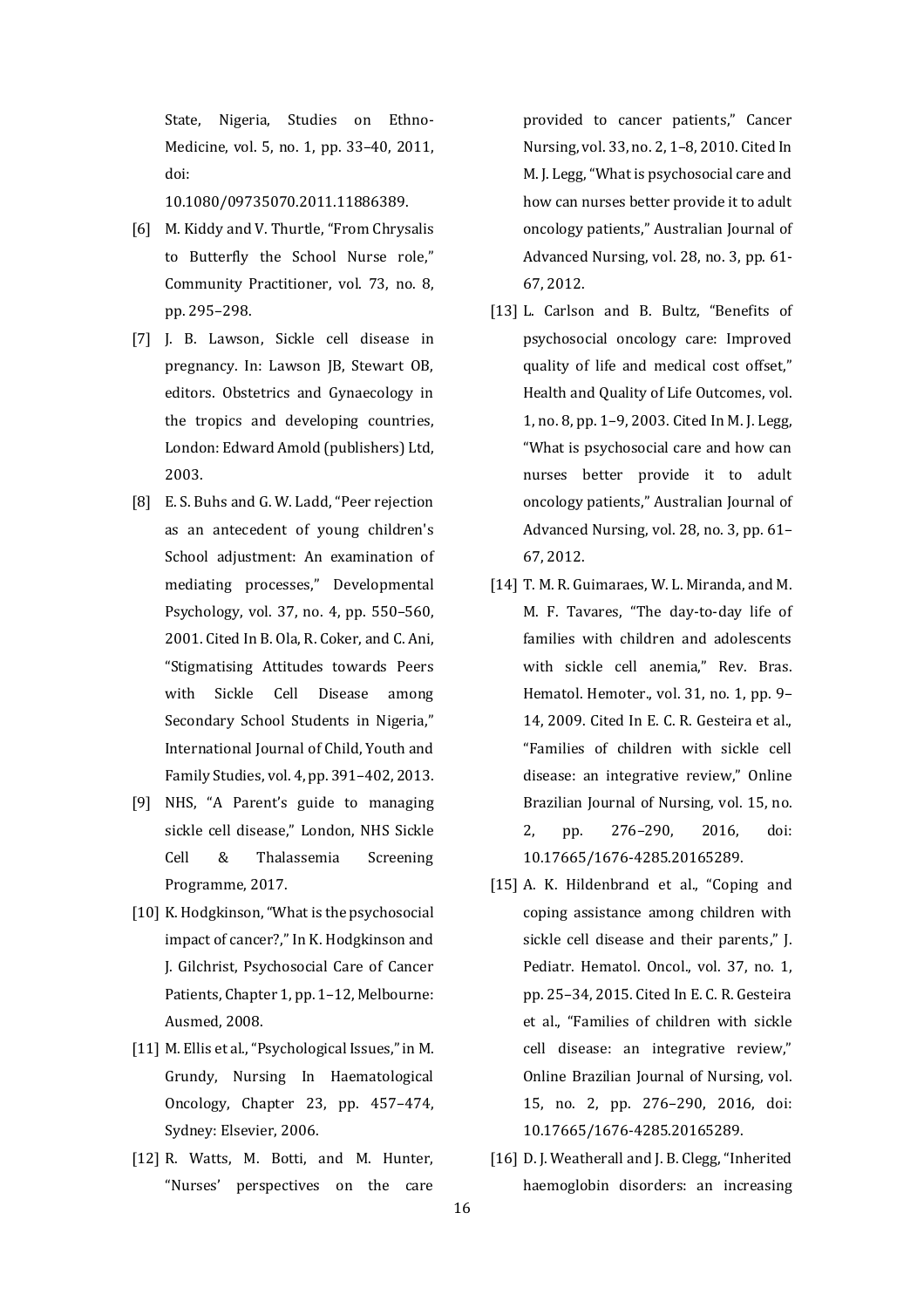State, Nigeria, Studies on Ethno-Medicine, vol. 5, no. 1, pp. 33–40, 2011, doi: 10.1080/09735070.2011.11886389.

[6] M. Kiddy and V. Thurtle, "From Chrysalis to Butterfly the School Nurse role," Community Practitioner, vol. 73, no. 8, pp. 295–298.

[7] J. B. Lawson, Sickle cell disease in pregnancy. In: Lawson JB, Stewart OB, editors. Obstetrics and Gynaecology in the tropics and developing countries, London: Edward Amold (publishers) Ltd, 2003.

[8] E. S. Buhs and G. W. Ladd, "Peer rejection as an antecedent of young children's School adjustment: An examination of mediating processes," Developmental Psychology, vol. 37, no. 4, pp. 550–560, 2001. Cited In B. Ola, R. Coker, and C. Ani, "Stigmatising Attitudes towards Peers with Sickle Cell Disease among Secondary School Students in Nigeria," International Journal of Child, Youth and Family Studies, vol. 4, pp. 391–402, 2013.

[9] NHS, "A Parent's guide to managing sickle cell disease," London, NHS Sickle Cell & Thalassemia Screening Programme, 2017.

[10] K. Hodgkinson, "What is the psychosocial impact of cancer?," In K. Hodgkinson and J. Gilchrist, Psychosocial Care of Cancer Patients, Chapter 1, pp. 1–12, Melbourne: Ausmed, 2008.

[11] M. Ellis et al., "Psychological Issues," in M. Grundy, Nursing In Haematological Oncology, Chapter 23, pp. 457–474, Sydney: Elsevier, 2006.

[12] R. Watts, M. Botti, and M. Hunter, "Nurses' perspectives on the care provided to cancer patients," Cancer Nursing, vol. 33, no. 2, 1–8, 2010. Cited In M. J. Legg, "What is psychosocial care and how can nurses better provide it to adult oncology patients," Australian Journal of Advanced Nursing, vol. 28, no. 3, pp. 61-67, 2012.

[13] L. Carlson and B. Bultz, "Benefits of psychosocial oncology care: Improved quality of life and medical cost offset," Health and Quality of Life Outcomes, vol. 1, no. 8, pp. 1–9, 2003. Cited In M. J. Legg, "What is psychosocial care and how can nurses better provide it to adult oncology patients," Australian Journal of Advanced Nursing, vol. 28, no. 3, pp. 61–67, 2012.

[14] T. M. R. Guimaraes, W. L. Miranda, and M. M. F. Tavares, "The day-to-day life of families with children and adolescents with sickle cell anemia," Rev. Bras. Hematol. Hemoter., vol. 31, no. 1, pp. 9–14, 2009. Cited In E. C. R. Gesteira et al., "Families of children with sickle cell disease: an integrative review," Online Brazilian Journal of Nursing, vol. 15, no. 2, pp. 276–290, 2016, doi: 10.17665/1676-4285.20165289.

[15] A. K. Hildenbrand et al., "Coping and coping assistance among children with sickle cell disease and their parents," J. Pediatr. Hematol. Oncol., vol. 37, no. 1, pp. 25–34, 2015. Cited In E. C. R. Gesteira et al., "Families of children with sickle cell disease: an integrative review," Online Brazilian Journal of Nursing, vol. 15, no. 2, pp. 276–290, 2016, doi: 10.17665/1676-4285.20165289.

[16] D. J. Weatherall and J. B. Clegg, "Inherited haemoglobin disorders: an increasing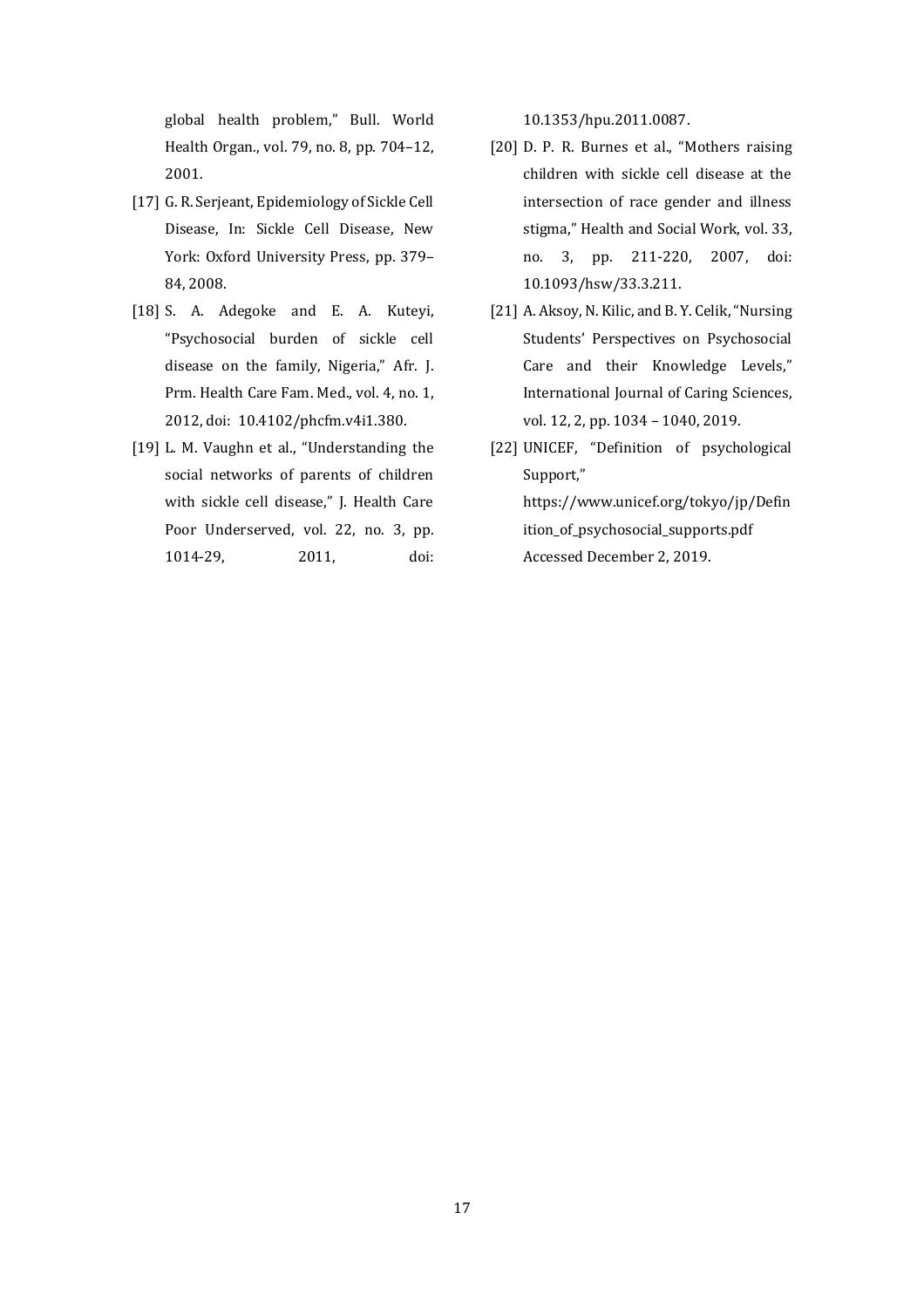global health problem," Bull. World Health Organ., vol. 79, no. 8, pp. 704–12, 2001.

[17] G. R. Serjeant, Epidemiology of Sickle Cell Disease, In: Sickle Cell Disease, New York: Oxford University Press, pp. 379–84, 2008.

[18] S. A. Adegoke and E. A. Kuteyi, "Psychosocial burden of sickle cell disease on the family, Nigeria," Afr. J. Prm. Health Care Fam. Med., vol. 4, no. 1, 2012, doi: 10.4102/phcfm.v4i1.380.

[19] L. M. Vaughn et al., "Understanding the social networks of parents of children with sickle cell disease," J. Health Care Poor Underserved, vol. 22, no. 3, pp. 1014-29, 2011, doi: 10.1353/hpu.2011.0087.

[20] D. P. R. Burnes et al., "Mothers raising children with sickle cell disease at the intersection of race gender and illness stigma," Health and Social Work, vol. 33, no. 3, pp. 211-220, 2007, doi: 10.1093/hsw/33.3.211.

[21] A. Aksoy, N. Kilic, and B. Y. Celik, "Nursing Students' Perspectives on Psychosocial Care and their Knowledge Levels," International Journal of Caring Sciences, vol. 12, 2, pp. 1034 – 1040, 2019.

[22] UNICEF, "Definition of psychological Support," https://www.unicef.org/tokyo/jp/Definition_of_psychosocial_supports.pdf Accessed December 2, 2019.